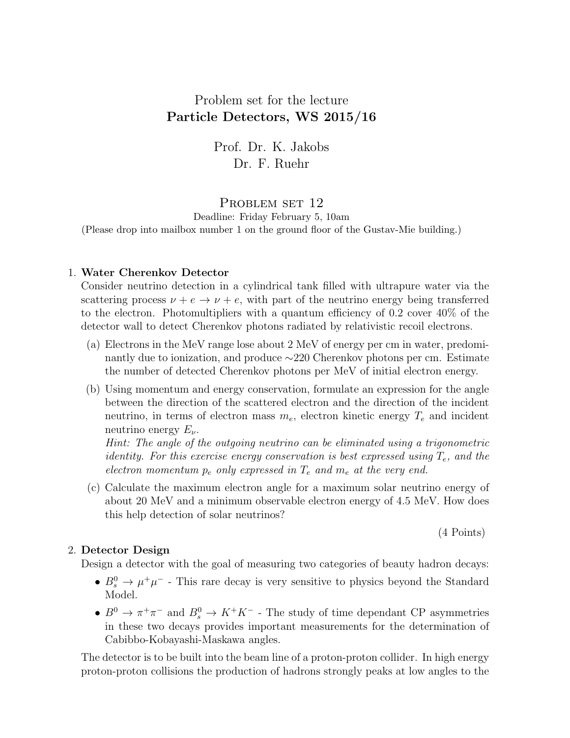# Problem set for the lecture
## Particle Detectors, WS 2015/16

Prof. Dr. K. Jakobs
Dr. F. Ruehr

## Problem set 12

Deadline: Friday February 5, 10am
(Please drop into mailbox number 1 on the ground floor of the Gustav-Mie building.)

1. **Water Cherenkov Detector**
   Consider neutrino detection in a cylindrical tank filled with ultrapure water via the scattering process $\nu + e \to \nu + e$, with part of the neutrino energy being transferred to the electron. Photomultipliers with a quantum efficiency of 0.2 cover 40% of the detector wall to detect Cherenkov photons radiated by relativistic recoil electrons.

   (a) Electrons in the MeV range lose about 2 MeV of energy per cm in water, predominantly due to ionization, and produce ∼220 Cherenkov photons per cm. Estimate the number of detected Cherenkov photons per MeV of initial electron energy.

   (b) Using momentum and energy conservation, formulate an expression for the angle between the direction of the scattered electron and the direction of the incident neutrino, in terms of electron mass $m_e$, electron kinetic energy $T_e$ and incident neutrino energy $E_\nu$.
   *Hint: The angle of the outgoing neutrino can be eliminated using a trigonometric identity. For this exercise energy conservation is best expressed using $T_e$, and the electron momentum $p_e$ only expressed in $T_e$ and $m_e$ at the very end.*

   (c) Calculate the maximum electron angle for a maximum solar neutrino energy of about 20 MeV and a minimum observable electron energy of 4.5 MeV. How does this help detection of solar neutrinos?

   (4 Points)

2. **Detector Design**
   Design a detector with the goal of measuring two categories of beauty hadron decays:

   - $B_s^0 \to \mu^+\mu^-$ - This rare decay is very sensitive to physics beyond the Standard Model.
   - $B^0 \to \pi^+\pi^-$ and $B_s^0 \to K^+K^-$ - The study of time dependant CP asymmetries in these two decays provides important measurements for the determination of Cabibbo-Kobayashi-Maskawa angles.

   The detector is to be built into the beam line of a proton-proton collider. In high energy proton-proton collisions the production of hadrons strongly peaks at low angles to the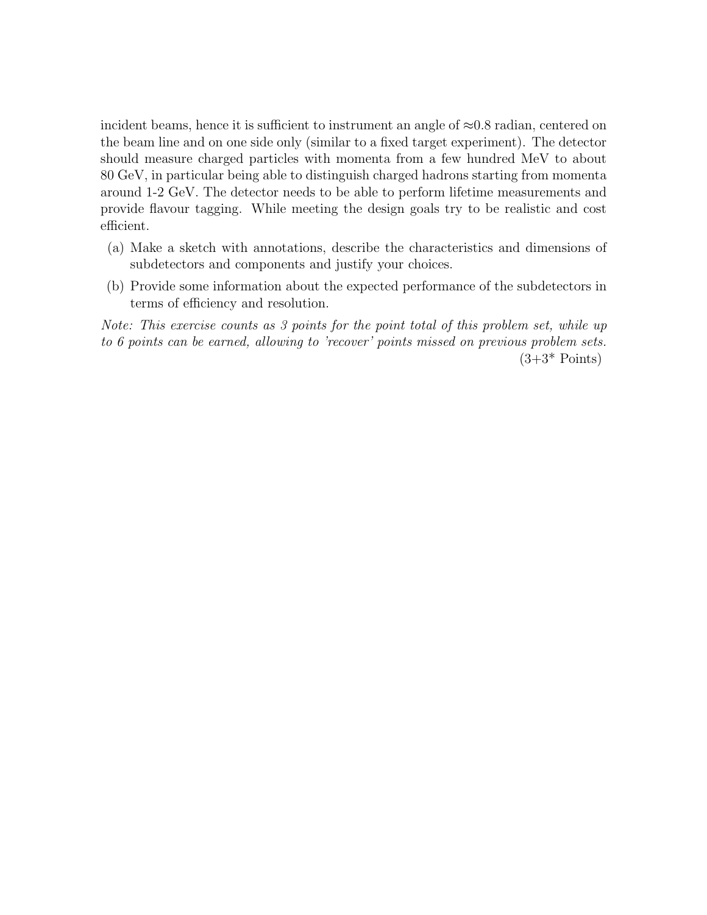incident beams, hence it is sufficient to instrument an angle of $\approx$0.8 radian, centered on the beam line and on one side only (similar to a fixed target experiment). The detector should measure charged particles with momenta from a few hundred MeV to about 80 GeV, in particular being able to distinguish charged hadrons starting from momenta around 1-2 GeV. The detector needs to be able to perform lifetime measurements and provide flavour tagging. While meeting the design goals try to be realistic and cost efficient.

(a) Make a sketch with annotations, describe the characteristics and dimensions of subdetectors and components and justify your choices.

(b) Provide some information about the expected performance of the subdetectors in terms of efficiency and resolution.

*Note: This exercise counts as 3 points for the point total of this problem set, while up to 6 points can be earned, allowing to 'recover' points missed on previous problem sets.*

(3+3* Points)